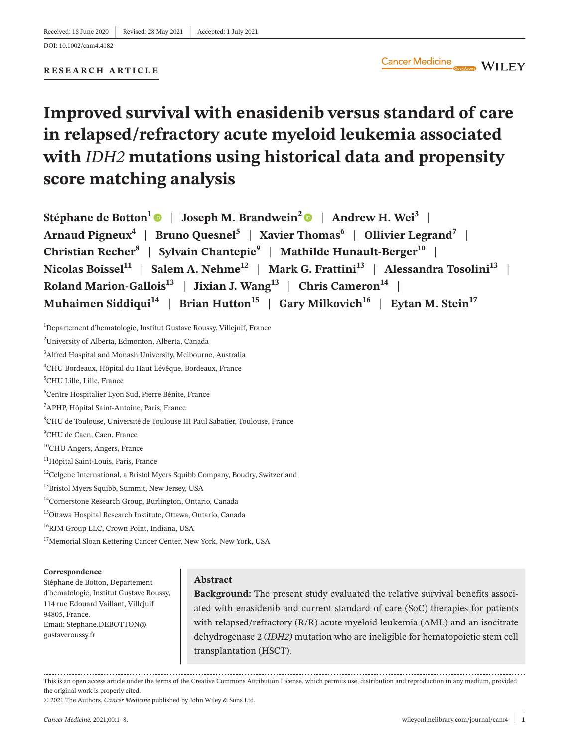Received: 15 June 2020 | Revised: 28 May 2021 | Accepted: 1 July 2021

DOI: 10.1002/cam4.4182

**RESEARCH ARTICLE**

# Improved survival with enasidenib versus standard of care in relapsed/refractory acute myeloid leukemia associated with *IDH2* mutations using historical data and propensity score matching analysis

**Stéphane de Botton**[1] | **Joseph M. Brandwein**[2] | **Andrew H. Wei**[3] | **Arnaud Pigneux**[4] | **Bruno Quesnel**[5] | **Xavier Thomas**[6] | **Ollivier Legrand**[7] | **Christian Recher**[8] | **Sylvain Chantepie**[9] | **Mathilde Hunault-Berger**[10] | **Nicolas Boissel**[11] | **Salem A. Nehme**[12] | **Mark G. Frattini**[13] | **Alessandra Tosolini**[13] | **Roland Marion-Gallois**[13] | **Jixian J. Wang**[13] | **Chris Cameron**[14] | **Muhaimen Siddiqui**[14] | **Brian Hutton**[15] | **Gary Milkovich**[16] | **Eytan M. Stein**[17]

[1]Departement d'hematologie, Institut Gustave Roussy, Villejuif, France

[2]University of Alberta, Edmonton, Alberta, Canada

[3]Alfred Hospital and Monash University, Melbourne, Australia

[4]CHU Bordeaux, Hôpital du Haut Lévêque, Bordeaux, France

[5]CHU Lille, Lille, France

[6]Centre Hospitalier Lyon Sud, Pierre Bénite, France

[7]APHP, Hôpital Saint-Antoine, Paris, France

[8]CHU de Toulouse, Université de Toulouse III Paul Sabatier, Toulouse, France

[9]CHU de Caen, Caen, France

[10]CHU Angers, Angers, France

[11]Hôpital Saint-Louis, Paris, France

[12]Celgene International, a Bristol Myers Squibb Company, Boudry, Switzerland

[13]Bristol Myers Squibb, Summit, New Jersey, USA

[14]Cornerstone Research Group, Burlington, Ontario, Canada

[15]Ottawa Hospital Research Institute, Ottawa, Ontario, Canada

[16]RJM Group LLC, Crown Point, Indiana, USA

[17]Memorial Sloan Kettering Cancer Center, New York, New York, USA

**Correspondence**

Stéphane de Botton, Departement d'hematologie, Institut Gustave Roussy, 114 rue Edouard Vaillant, Villejuif 94805, France.
Email: Stephane.DEBOTTON@gustaveroussy.fr

## Abstract

**Background:** The present study evaluated the relative survival benefits associated with enasidenib and current standard of care (SoC) therapies for patients with relapsed/refractory (R/R) acute myeloid leukemia (AML) and an isocitrate dehydrogenase 2 (*IDH2)* mutation who are ineligible for hematopoietic stem cell transplantation (HSCT).

This is an open access article under the terms of the Creative Commons Attribution License, which permits use, distribution and reproduction in any medium, provided the original work is properly cited.

© 2021 The Authors. *Cancer Medicine* published by John Wiley & Sons Ltd.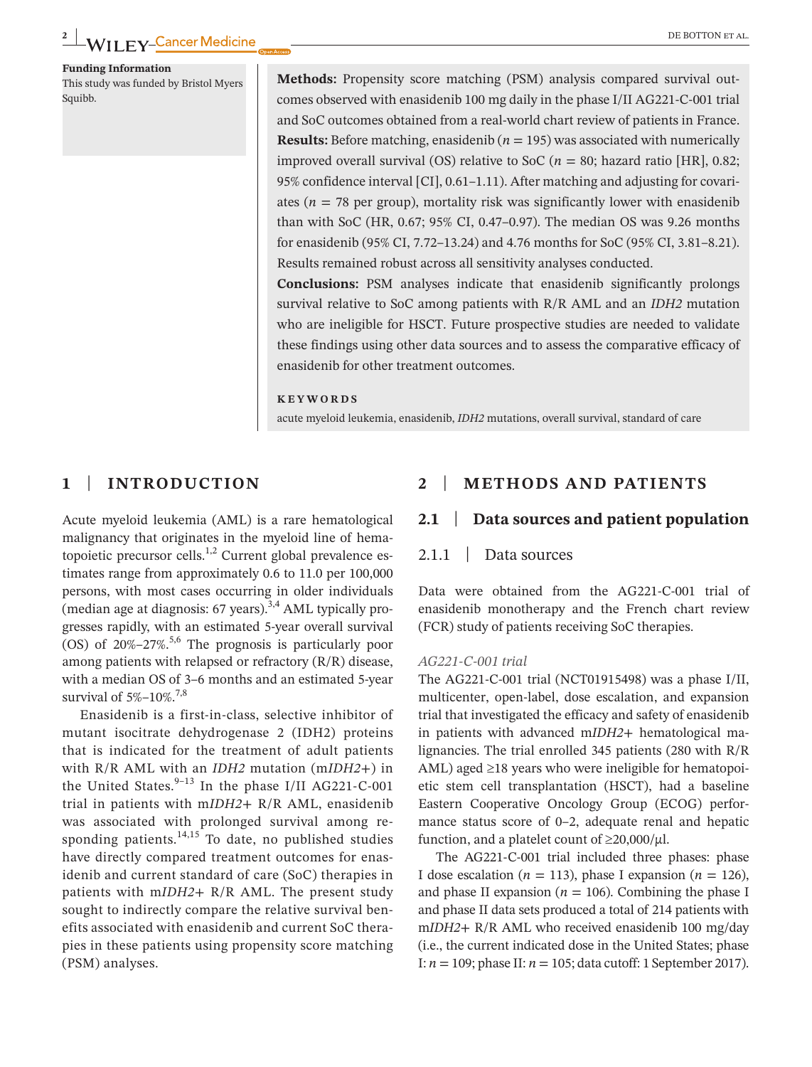**Funding Information**
This study was funded by Bristol Myers Squibb.

**Methods:** Propensity score matching (PSM) analysis compared survival outcomes observed with enasidenib 100 mg daily in the phase I/II AG221-C-001 trial and SoC outcomes obtained from a real-world chart review of patients in France.
**Results:** Before matching, enasidenib ($n$ = 195) was associated with numerically improved overall survival (OS) relative to SoC ($n$ = 80; hazard ratio [HR], 0.82; 95% confidence interval [CI], 0.61–1.11). After matching and adjusting for covariates ($n$ = 78 per group), mortality risk was significantly lower with enasidenib than with SoC (HR, 0.67; 95% CI, 0.47–0.97). The median OS was 9.26 months for enasidenib (95% CI, 7.72–13.24) and 4.76 months for SoC (95% CI, 3.81–8.21). Results remained robust across all sensitivity analyses conducted.
**Conclusions:** PSM analyses indicate that enasidenib significantly prolongs survival relative to SoC among patients with R/R AML and an *IDH2* mutation who are ineligible for HSCT. Future prospective studies are needed to validate these findings using other data sources and to assess the comparative efficacy of enasidenib for other treatment outcomes.

**KEYWORDS**

acute myeloid leukemia, enasidenib, *IDH2* mutations, overall survival, standard of care

## 1 | INTRODUCTION

Acute myeloid leukemia (AML) is a rare hematological malignancy that originates in the myeloid line of hematopoietic precursor cells.[1,2] Current global prevalence estimates range from approximately 0.6 to 11.0 per 100,000 persons, with most cases occurring in older individuals (median age at diagnosis: 67 years).[3,4] AML typically progresses rapidly, with an estimated 5-year overall survival (OS) of 20%–27%.[5,6] The prognosis is particularly poor among patients with relapsed or refractory (R/R) disease, with a median OS of 3–6 months and an estimated 5-year survival of 5%–10%.[7,8]

Enasidenib is a first-in-class, selective inhibitor of mutant isocitrate dehydrogenase 2 (IDH2) proteins that is indicated for the treatment of adult patients with R/R AML with an *IDH2* mutation (m*IDH2*+) in the United States.[9–13] In the phase I/II AG221-C-001 trial in patients with m*IDH2*+ R/R AML, enasidenib was associated with prolonged survival among responding patients.[14,15] To date, no published studies have directly compared treatment outcomes for enasidenib and current standard of care (SoC) therapies in patients with m*IDH2*+ R/R AML. The present study sought to indirectly compare the relative survival benefits associated with enasidenib and current SoC therapies in these patients using propensity score matching (PSM) analyses.

## 2 | METHODS AND PATIENTS

### 2.1 | Data sources and patient population

#### 2.1.1 | Data sources

Data were obtained from the AG221-C-001 trial of enasidenib monotherapy and the French chart review (FCR) study of patients receiving SoC therapies.

*AG221-C-001 trial*

The AG221-C-001 trial (NCT01915498) was a phase I/II, multicenter, open-label, dose escalation, and expansion trial that investigated the efficacy and safety of enasidenib in patients with advanced m*IDH2*+ hematological malignancies. The trial enrolled 345 patients (280 with R/R AML) aged ≥18 years who were ineligible for hematopoietic stem cell transplantation (HSCT), had a baseline Eastern Cooperative Oncology Group (ECOG) performance status score of 0–2, adequate renal and hepatic function, and a platelet count of ≥20,000/μl.

The AG221-C-001 trial included three phases: phase I dose escalation ($n$ = 113), phase I expansion ($n$ = 126), and phase II expansion ($n$ = 106). Combining the phase I and phase II data sets produced a total of 214 patients with m*IDH2*+ R/R AML who received enasidenib 100 mg/day (i.e., the current indicated dose in the United States; phase I: $n$ = 109; phase II: $n$ = 105; data cutoff: 1 September 2017).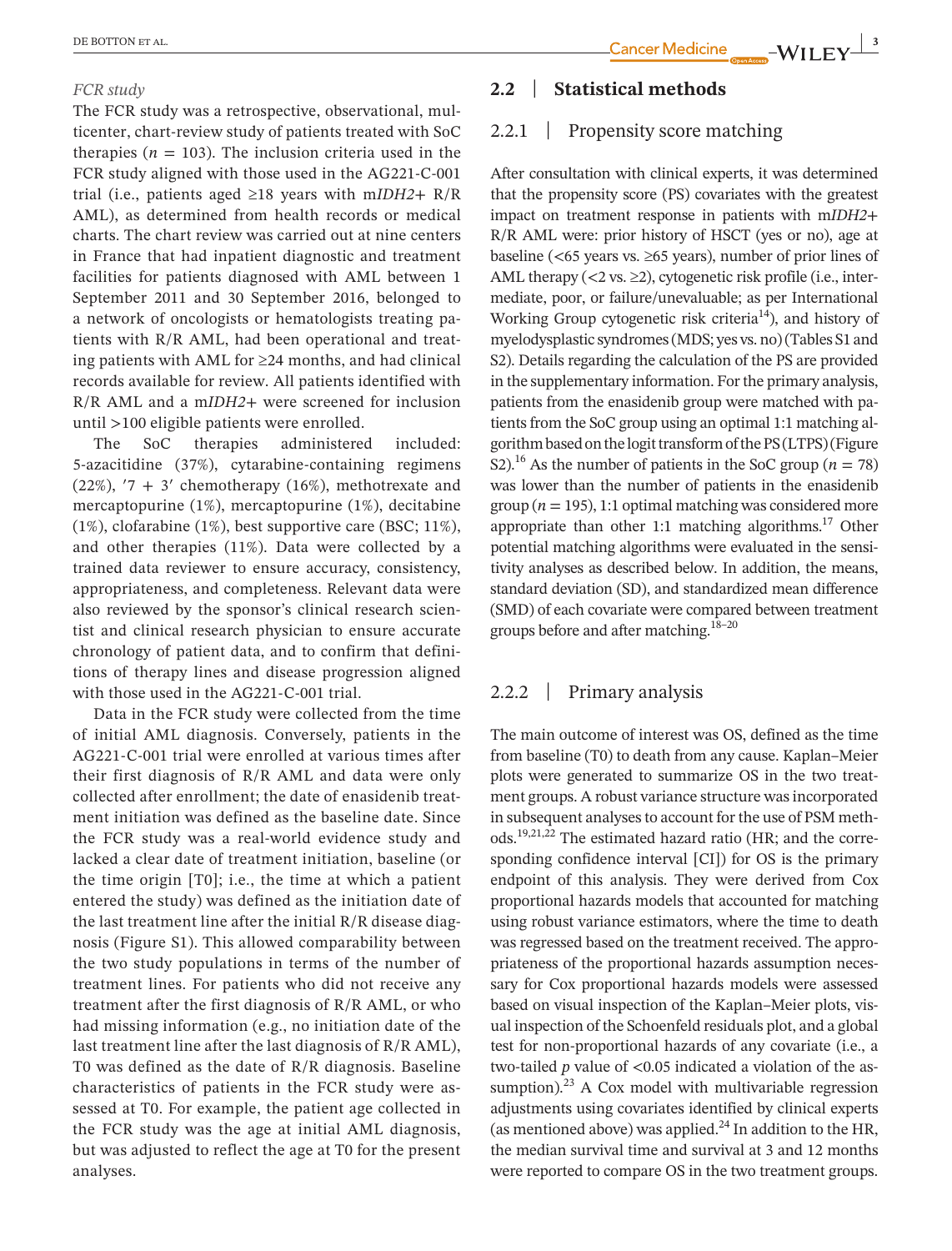*FCR study*

The FCR study was a retrospective, observational, multicenter, chart-review study of patients treated with SoC therapies ($n = 103$). The inclusion criteria used in the FCR study aligned with those used in the AG221-C-001 trial (i.e., patients aged ≥18 years with m*IDH2*+ R/R AML), as determined from health records or medical charts. The chart review was carried out at nine centers in France that had inpatient diagnostic and treatment facilities for patients diagnosed with AML between 1 September 2011 and 30 September 2016, belonged to a network of oncologists or hematologists treating patients with R/R AML, had been operational and treating patients with AML for ≥24 months, and had clinical records available for review. All patients identified with R/R AML and a m*IDH2*+ were screened for inclusion until >100 eligible patients were enrolled.

The SoC therapies administered included: 5-azacitidine (37%), cytarabine-containing regimens (22%), ′7 + 3′ chemotherapy (16%), methotrexate and mercaptopurine (1%), mercaptopurine (1%), decitabine (1%), clofarabine (1%), best supportive care (BSC; 11%), and other therapies (11%). Data were collected by a trained data reviewer to ensure accuracy, consistency, appropriateness, and completeness. Relevant data were also reviewed by the sponsor's clinical research scientist and clinical research physician to ensure accurate chronology of patient data, and to confirm that definitions of therapy lines and disease progression aligned with those used in the AG221-C-001 trial.

Data in the FCR study were collected from the time of initial AML diagnosis. Conversely, patients in the AG221-C-001 trial were enrolled at various times after their first diagnosis of R/R AML and data were only collected after enrollment; the date of enasidenib treatment initiation was defined as the baseline date. Since the FCR study was a real-world evidence study and lacked a clear date of treatment initiation, baseline (or the time origin [T0]; i.e., the time at which a patient entered the study) was defined as the initiation date of the last treatment line after the initial R/R disease diagnosis (Figure S1). This allowed comparability between the two study populations in terms of the number of treatment lines. For patients who did not receive any treatment after the first diagnosis of R/R AML, or who had missing information (e.g., no initiation date of the last treatment line after the last diagnosis of R/R AML), T0 was defined as the date of R/R diagnosis. Baseline characteristics of patients in the FCR study were assessed at T0. For example, the patient age collected in the FCR study was the age at initial AML diagnosis, but was adjusted to reflect the age at T0 for the present analyses.

## 2.2 | Statistical methods

### 2.2.1 | Propensity score matching

After consultation with clinical experts, it was determined that the propensity score (PS) covariates with the greatest impact on treatment response in patients with m*IDH2*+ R/R AML were: prior history of HSCT (yes or no), age at baseline (<65 years vs. ≥65 years), number of prior lines of AML therapy (<2 vs. ≥2), cytogenetic risk profile (i.e., intermediate, poor, or failure/unevaluable; as per International Working Group cytogenetic risk criteria[14]), and history of myelodysplastic syndromes (MDS; yes vs. no) (Tables S1 and S2). Details regarding the calculation of the PS are provided in the supplementary information. For the primary analysis, patients from the enasidenib group were matched with patients from the SoC group using an optimal 1:1 matching algorithm based on the logit transform of the PS (LTPS) (Figure S2).[16] As the number of patients in the SoC group ($n = 78$) was lower than the number of patients in the enasidenib group ($n = 195$), 1:1 optimal matching was considered more appropriate than other 1:1 matching algorithms.[17] Other potential matching algorithms were evaluated in the sensitivity analyses as described below. In addition, the means, standard deviation (SD), and standardized mean difference (SMD) of each covariate were compared between treatment groups before and after matching.[18–20]

### 2.2.2 | Primary analysis

The main outcome of interest was OS, defined as the time from baseline (T0) to death from any cause. Kaplan–Meier plots were generated to summarize OS in the two treatment groups. A robust variance structure was incorporated in subsequent analyses to account for the use of PSM methods.[19,21,22] The estimated hazard ratio (HR; and the corresponding confidence interval [CI]) for OS is the primary endpoint of this analysis. They were derived from Cox proportional hazards models that accounted for matching using robust variance estimators, where the time to death was regressed based on the treatment received. The appropriateness of the proportional hazards assumption necessary for Cox proportional hazards models were assessed based on visual inspection of the Kaplan–Meier plots, visual inspection of the Schoenfeld residuals plot, and a global test for non-proportional hazards of any covariate (i.e., a two-tailed $p$ value of <0.05 indicated a violation of the assumption).[23] A Cox model with multivariable regression adjustments using covariates identified by clinical experts (as mentioned above) was applied.[24] In addition to the HR, the median survival time and survival at 3 and 12 months were reported to compare OS in the two treatment groups.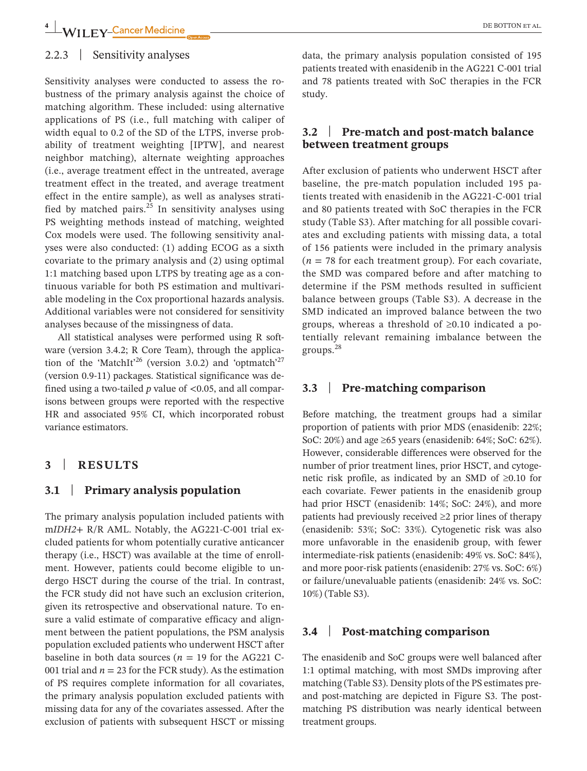### 2.2.3 | Sensitivity analyses

Sensitivity analyses were conducted to assess the robustness of the primary analysis against the choice of matching algorithm. These included: using alternative applications of PS (i.e., full matching with caliper of width equal to 0.2 of the SD of the LTPS, inverse probability of treatment weighting [IPTW], and nearest neighbor matching), alternate weighting approaches (i.e., average treatment effect in the untreated, average treatment effect in the treated, and average treatment effect in the entire sample), as well as analyses stratified by matched pairs.[25] In sensitivity analyses using PS weighting methods instead of matching, weighted Cox models were used. The following sensitivity analyses were also conducted: (1) adding ECOG as a sixth covariate to the primary analysis and (2) using optimal 1:1 matching based upon LTPS by treating age as a continuous variable for both PS estimation and multivariable modeling in the Cox proportional hazards analysis. Additional variables were not considered for sensitivity analyses because of the missingness of data.

All statistical analyses were performed using R software (version 3.4.2; R Core Team), through the application of the 'MatchIt'[26] (version 3.0.2) and 'optmatch'[27] (version 0.9-11) packages. Statistical significance was defined using a two-tailed $p$ value of <0.05, and all comparisons between groups were reported with the respective HR and associated 95% CI, which incorporated robust variance estimators.

## 3 | RESULTS

### 3.1 | Primary analysis population

The primary analysis population included patients with m*IDH2*+ R/R AML. Notably, the AG221-C-001 trial excluded patients for whom potentially curative anticancer therapy (i.e., HSCT) was available at the time of enrollment. However, patients could become eligible to undergo HSCT during the course of the trial. In contrast, the FCR study did not have such an exclusion criterion, given its retrospective and observational nature. To ensure a valid estimate of comparative efficacy and alignment between the patient populations, the PSM analysis population excluded patients who underwent HSCT after baseline in both data sources ($n$ = 19 for the AG221 C-001 trial and $n$ = 23 for the FCR study). As the estimation of PS requires complete information for all covariates, the primary analysis population excluded patients with missing data for any of the covariates assessed. After the exclusion of patients with subsequent HSCT or missing data, the primary analysis population consisted of 195 patients treated with enasidenib in the AG221 C-001 trial and 78 patients treated with SoC therapies in the FCR study.

### 3.2 | Pre-match and post-match balance between treatment groups

After exclusion of patients who underwent HSCT after baseline, the pre-match population included 195 patients treated with enasidenib in the AG221-C-001 trial and 80 patients treated with SoC therapies in the FCR study (Table S3). After matching for all possible covariates and excluding patients with missing data, a total of 156 patients were included in the primary analysis ($n$ = 78 for each treatment group). For each covariate, the SMD was compared before and after matching to determine if the PSM methods resulted in sufficient balance between groups (Table S3). A decrease in the SMD indicated an improved balance between the two groups, whereas a threshold of ≥0.10 indicated a potentially relevant remaining imbalance between the groups.[28]

### 3.3 | Pre-matching comparison

Before matching, the treatment groups had a similar proportion of patients with prior MDS (enasidenib: 22%; SoC: 20%) and age ≥65 years (enasidenib: 64%; SoC: 62%). However, considerable differences were observed for the number of prior treatment lines, prior HSCT, and cytogenetic risk profile, as indicated by an SMD of ≥0.10 for each covariate. Fewer patients in the enasidenib group had prior HSCT (enasidenib: 14%; SoC: 24%), and more patients had previously received ≥2 prior lines of therapy (enasidenib: 53%; SoC: 33%). Cytogenetic risk was also more unfavorable in the enasidenib group, with fewer intermediate-risk patients (enasidenib: 49% vs. SoC: 84%), and more poor-risk patients (enasidenib: 27% vs. SoC: 6%) or failure/unevaluable patients (enasidenib: 24% vs. SoC: 10%) (Table S3).

### 3.4 | Post-matching comparison

The enasidenib and SoC groups were well balanced after 1:1 optimal matching, with most SMDs improving after matching (Table S3). Density plots of the PS estimates pre- and post-matching are depicted in Figure S3. The post-matching PS distribution was nearly identical between treatment groups.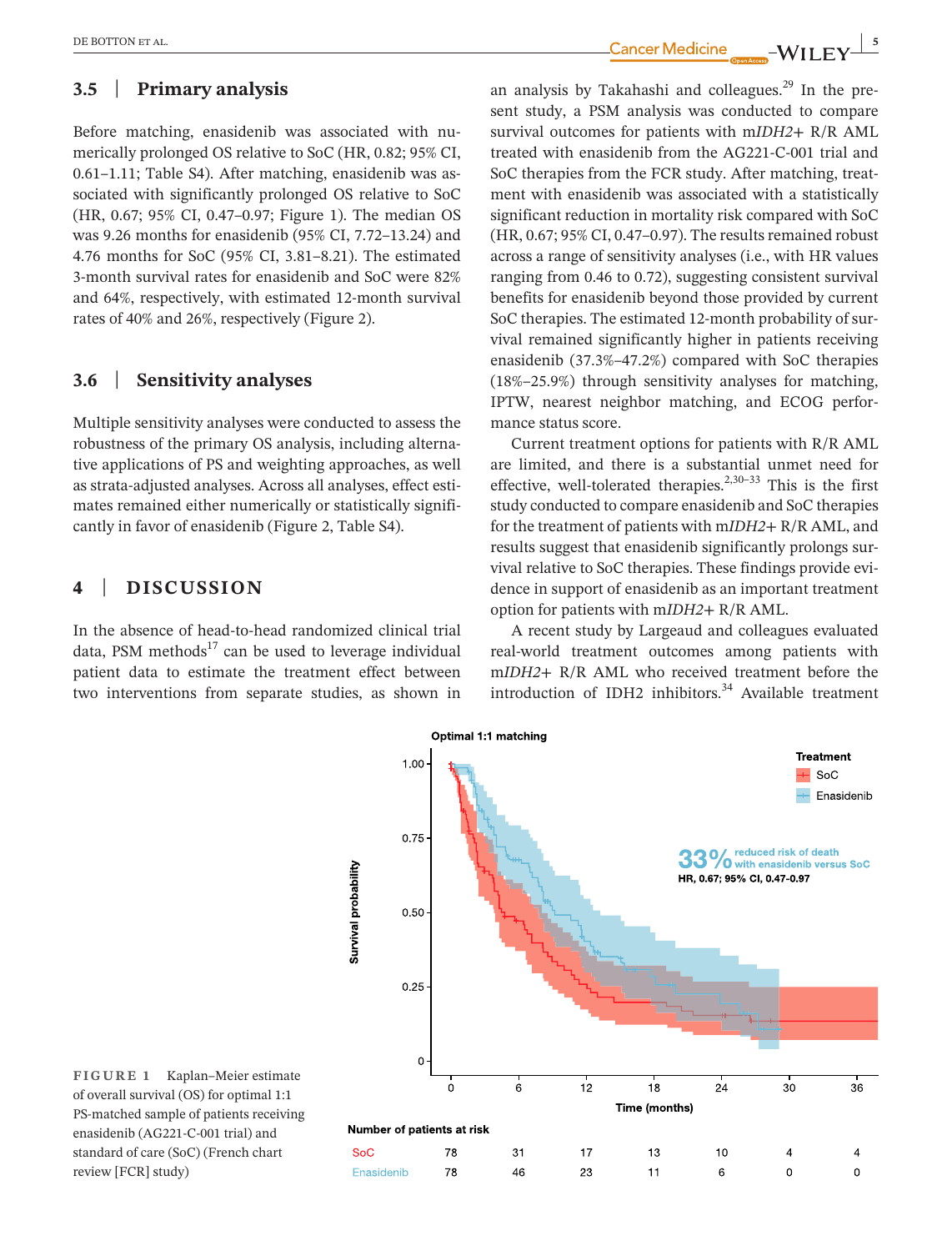### 3.5 | Primary analysis

Before matching, enasidenib was associated with numerically prolonged OS relative to SoC (HR, 0.82; 95% CI, 0.61–1.11; Table S4). After matching, enasidenib was associated with significantly prolonged OS relative to SoC (HR, 0.67; 95% CI, 0.47–0.97; Figure 1). The median OS was 9.26 months for enasidenib (95% CI, 7.72–13.24) and 4.76 months for SoC (95% CI, 3.81–8.21). The estimated 3-month survival rates for enasidenib and SoC were 82% and 64%, respectively, with estimated 12-month survival rates of 40% and 26%, respectively (Figure 2).

### 3.6 | Sensitivity analyses

Multiple sensitivity analyses were conducted to assess the robustness of the primary OS analysis, including alternative applications of PS and weighting approaches, as well as strata-adjusted analyses. Across all analyses, effect estimates remained either numerically or statistically significantly in favor of enasidenib (Figure 2, Table S4).

## 4 | DISCUSSION

In the absence of head-to-head randomized clinical trial data, PSM methods[17] can be used to leverage individual patient data to estimate the treatment effect between two interventions from separate studies, as shown in an analysis by Takahashi and colleagues.[29] In the present study, a PSM analysis was conducted to compare survival outcomes for patients with m*IDH2*+ R/R AML treated with enasidenib from the AG221-C-001 trial and SoC therapies from the FCR study. After matching, treatment with enasidenib was associated with a statistically significant reduction in mortality risk compared with SoC (HR, 0.67; 95% CI, 0.47–0.97). The results remained robust across a range of sensitivity analyses (i.e., with HR values ranging from 0.46 to 0.72), suggesting consistent survival benefits for enasidenib beyond those provided by current SoC therapies. The estimated 12-month probability of survival remained significantly higher in patients receiving enasidenib (37.3%–47.2%) compared with SoC therapies (18%–25.9%) through sensitivity analyses for matching, IPTW, nearest neighbor matching, and ECOG performance status score.

Current treatment options for patients with R/R AML are limited, and there is a substantial unmet need for effective, well-tolerated therapies.[2,30–33] This is the first study conducted to compare enasidenib and SoC therapies for the treatment of patients with m*IDH2*+ R/R AML, and results suggest that enasidenib significantly prolongs survival relative to SoC therapies. These findings provide evidence in support of enasidenib as an important treatment option for patients with m*IDH2*+ R/R AML.

A recent study by Largeaud and colleagues evaluated real-world treatment outcomes among patients with m*IDH2*+ R/R AML who received treatment before the introduction of IDH2 inhibitors.[34] Available treatment

**FIGURE 1** Kaplan–Meier estimate of overall survival (OS) for optimal 1:1 PS-matched sample of patients receiving enasidenib (AG221-C-001 trial) and standard of care (SoC) (French chart review [FCR] study)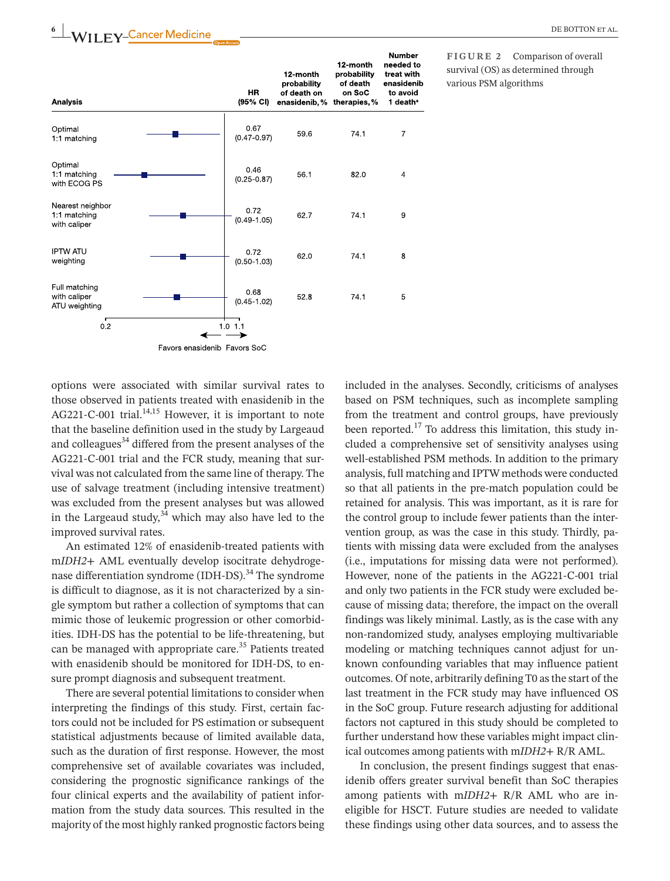| Analysis | HR (95% CI) | 12-month probability of death on enasidenib, % | 12-month probability of death on SoC therapies, % | Number needed to treat with enasidenib to avoid 1 death[a] |
|---|---|---|---|---|
| Optimal 1:1 matching | 0.67 (0.47-0.97) | 59.6 | 74.1 | 7 |
| Optimal 1:1 matching with ECOG PS | 0.46 (0.25-0.87) | 56.1 | 82.0 | 4 |
| Nearest neighbor 1:1 matching with caliper | 0.72 (0.49-1.05) | 62.7 | 74.1 | 9 |
| IPTW ATU weighting | 0.72 (0.50-1.03) | 62.0 | 74.1 | 8 |
| Full matching with caliper ATU weighting | 0.68 (0.45-1.02) | 52.8 | 74.1 | 5 |

0.2 — 1.0 1.1

← Favors enasidenib Favors SoC →

**FIGURE 2** Comparison of overall survival (OS) as determined through various PSM algorithms

options were associated with similar survival rates to those observed in patients treated with enasidenib in the AG221-C-001 trial.[14,15] However, it is important to note that the baseline definition used in the study by Largeaud and colleagues[34] differed from the present analyses of the AG221-C-001 trial and the FCR study, meaning that survival was not calculated from the same line of therapy. The use of salvage treatment (including intensive treatment) was excluded from the present analyses but was allowed in the Largeaud study,[34] which may also have led to the improved survival rates.

An estimated 12% of enasidenib-treated patients with m*IDH2*+ AML eventually develop isocitrate dehydrogenase differentiation syndrome (IDH-DS).[34] The syndrome is difficult to diagnose, as it is not characterized by a single symptom but rather a collection of symptoms that can mimic those of leukemic progression or other comorbidities. IDH-DS has the potential to be life-threatening, but can be managed with appropriate care.[35] Patients treated with enasidenib should be monitored for IDH-DS, to ensure prompt diagnosis and subsequent treatment.

There are several potential limitations to consider when interpreting the findings of this study. First, certain factors could not be included for PS estimation or subsequent statistical adjustments because of limited available data, such as the duration of first response. However, the most comprehensive set of available covariates was included, considering the prognostic significance rankings of the four clinical experts and the availability of patient information from the study data sources. This resulted in the majority of the most highly ranked prognostic factors being included in the analyses. Secondly, criticisms of analyses based on PSM techniques, such as incomplete sampling from the treatment and control groups, have previously been reported.[17] To address this limitation, this study included a comprehensive set of sensitivity analyses using well-established PSM methods. In addition to the primary analysis, full matching and IPTW methods were conducted so that all patients in the pre-match population could be retained for analysis. This was important, as it is rare for the control group to include fewer patients than the intervention group, as was the case in this study. Thirdly, patients with missing data were excluded from the analyses (i.e., imputations for missing data were not performed). However, none of the patients in the AG221-C-001 trial and only two patients in the FCR study were excluded because of missing data; therefore, the impact on the overall findings was likely minimal. Lastly, as is the case with any non-randomized study, analyses employing multivariable modeling or matching techniques cannot adjust for unknown confounding variables that may influence patient outcomes. Of note, arbitrarily defining T0 as the start of the last treatment in the FCR study may have influenced OS in the SoC group. Future research adjusting for additional factors not captured in this study should be completed to further understand how these variables might impact clinical outcomes among patients with m*IDH2*+ R/R AML.

In conclusion, the present findings suggest that enasidenib offers greater survival benefit than SoC therapies among patients with m*IDH2*+ R/R AML who are ineligible for HSCT. Future studies are needed to validate these findings using other data sources, and to assess the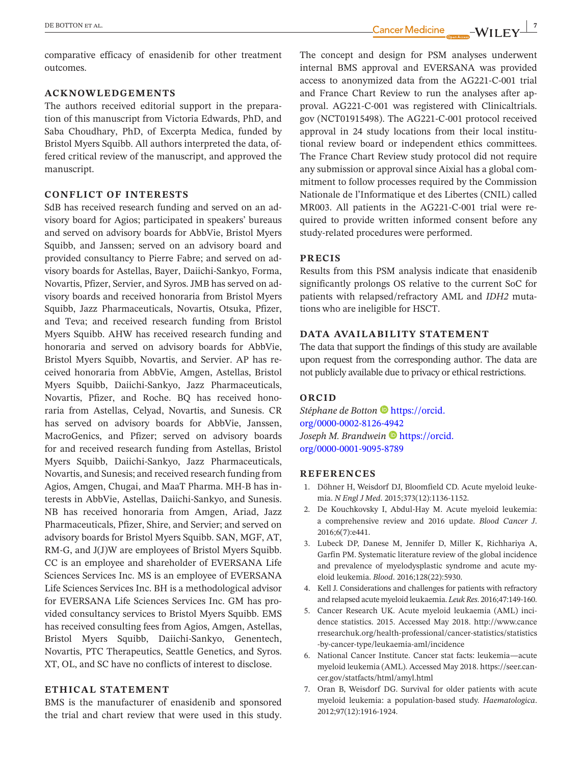comparative efficacy of enasidenib for other treatment outcomes.

## ACKNOWLEDGEMENTS

The authors received editorial support in the preparation of this manuscript from Victoria Edwards, PhD, and Saba Choudhary, PhD, of Excerpta Medica, funded by Bristol Myers Squibb. All authors interpreted the data, offered critical review of the manuscript, and approved the manuscript.

## CONFLICT OF INTERESTS

SdB has received research funding and served on an advisory board for Agios; participated in speakers' bureaus and served on advisory boards for AbbVie, Bristol Myers Squibb, and Janssen; served on an advisory board and provided consultancy to Pierre Fabre; and served on advisory boards for Astellas, Bayer, Daiichi-Sankyo, Forma, Novartis, Pfizer, Servier, and Syros. JMB has served on advisory boards and received honoraria from Bristol Myers Squibb, Jazz Pharmaceuticals, Novartis, Otsuka, Pfizer, and Teva; and received research funding from Bristol Myers Squibb. AHW has received research funding and honoraria and served on advisory boards for AbbVie, Bristol Myers Squibb, Novartis, and Servier. AP has received honoraria from AbbVie, Amgen, Astellas, Bristol Myers Squibb, Daiichi-Sankyo, Jazz Pharmaceuticals, Novartis, Pfizer, and Roche. BQ has received honoraria from Astellas, Celyad, Novartis, and Sunesis. CR has served on advisory boards for AbbVie, Janssen, MacroGenics, and Pfizer; served on advisory boards for and received research funding from Astellas, Bristol Myers Squibb, Daiichi-Sankyo, Jazz Pharmaceuticals, Novartis, and Sunesis; and received research funding from Agios, Amgen, Chugai, and MaaT Pharma. MH-B has interests in AbbVie, Astellas, Daiichi-Sankyo, and Sunesis. NB has received honoraria from Amgen, Ariad, Jazz Pharmaceuticals, Pfizer, Shire, and Servier; and served on advisory boards for Bristol Myers Squibb. SAN, MGF, AT, RM-G, and J(J)W are employees of Bristol Myers Squibb. CC is an employee and shareholder of EVERSANA Life Sciences Services Inc. MS is an employee of EVERSANA Life Sciences Services Inc. BH is a methodological advisor for EVERSANA Life Sciences Services Inc. GM has provided consultancy services to Bristol Myers Squibb. EMS has received consulting fees from Agios, Amgen, Astellas, Bristol Myers Squibb, Daiichi-Sankyo, Genentech, Novartis, PTC Therapeutics, Seattle Genetics, and Syros. XT, OL, and SC have no conflicts of interest to disclose.

## ETHICAL STATEMENT

BMS is the manufacturer of enasidenib and sponsored the trial and chart review that were used in this study. The concept and design for PSM analyses underwent internal BMS approval and EVERSANA was provided access to anonymized data from the AG221-C-001 trial and France Chart Review to run the analyses after approval. AG221-C-001 was registered with Clinicaltrials.gov (NCT01915498). The AG221-C-001 protocol received approval in 24 study locations from their local institutional review board or independent ethics committees. The France Chart Review study protocol did not require any submission or approval since Aixial has a global commitment to follow processes required by the Commission Nationale de l'Informatique et des Libertes (CNIL) called MR003. All patients in the AG221-C-001 trial were required to provide written informed consent before any study-related procedures were performed.

## PRECIS

Results from this PSM analysis indicate that enasidenib significantly prolongs OS relative to the current SoC for patients with relapsed/refractory AML and *IDH2* mutations who are ineligible for HSCT.

## DATA AVAILABILITY STATEMENT

The data that support the findings of this study are available upon request from the corresponding author. The data are not publicly available due to privacy or ethical restrictions.

## ORCID

*Stéphane de Botton* https://orcid.org/0000-0002-8126-4942
*Joseph M. Brandwein* https://orcid.org/0000-0001-9095-8789

## REFERENCES

1. Döhner H, Weisdorf DJ, Bloomfield CD. Acute myeloid leukemia. *N Engl J Med*. 2015;373(12):1136-1152.
2. De Kouchkovsky I, Abdul-Hay M. Acute myeloid leukemia: a comprehensive review and 2016 update. *Blood Cancer J*. 2016;6(7):e441.
3. Lubeck DP, Danese M, Jennifer D, Miller K, Richhariya A, Garfin PM. Systematic literature review of the global incidence and prevalence of myelodysplastic syndrome and acute myeloid leukemia. *Blood*. 2016;128(22):5930.
4. Kell J. Considerations and challenges for patients with refractory and relapsed acute myeloid leukaemia. *Leuk Res*. 2016;47:149-160.
5. Cancer Research UK. Acute myeloid leukaemia (AML) incidence statistics. 2015. Accessed May 2018. http://www.cancerresearchuk.org/health-professional/cancer-statistics/statistics-by-cancer-type/leukaemia-aml/incidence
6. National Cancer Institute. Cancer stat facts: leukemia—acute myeloid leukemia (AML). Accessed May 2018. https://seer.cancer.gov/statfacts/html/amyl.html
7. Oran B, Weisdorf DG. Survival for older patients with acute myeloid leukemia: a population-based study. *Haematologica*. 2012;97(12):1916-1924.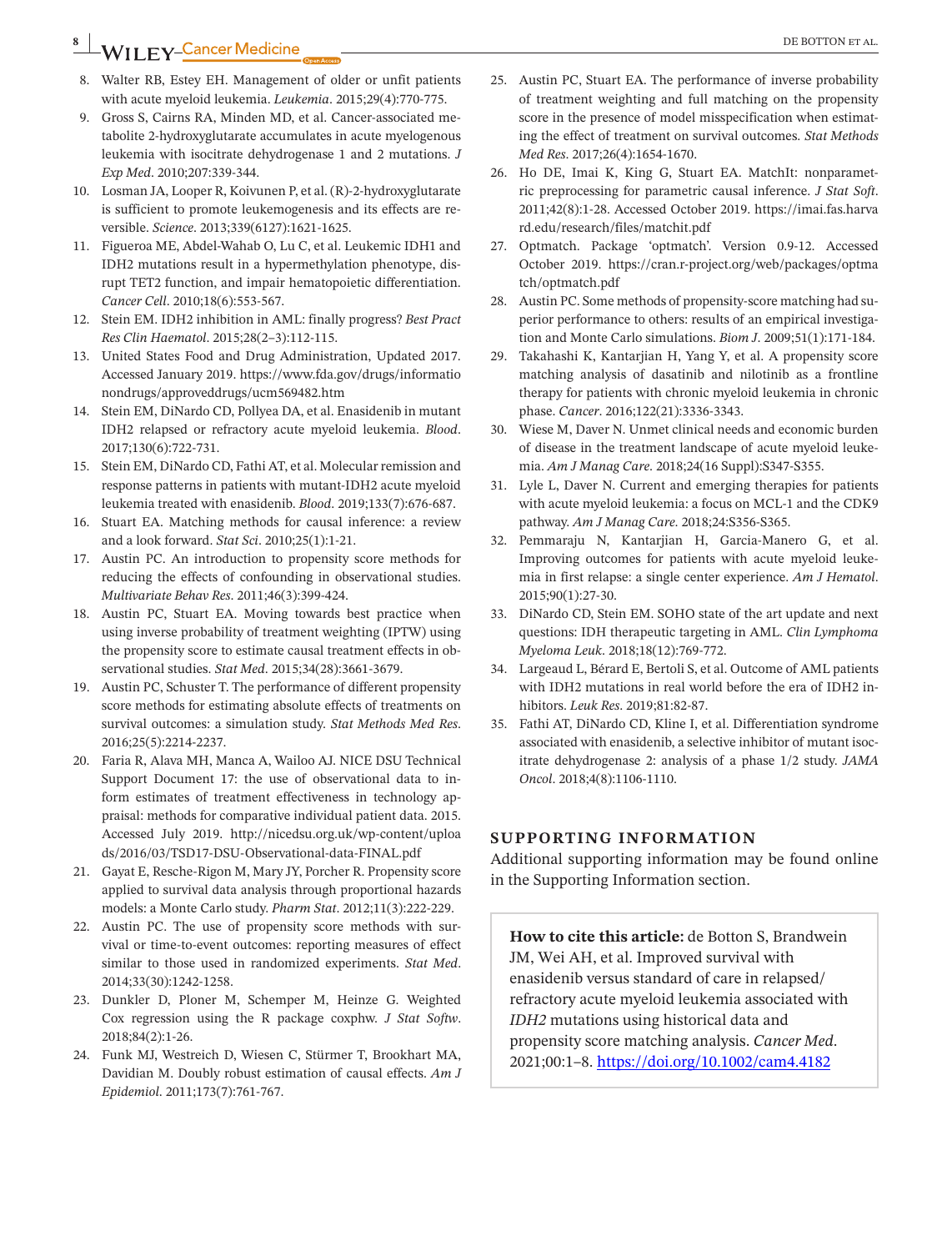8. Walter RB, Estey EH. Management of older or unfit patients with acute myeloid leukemia. *Leukemia*. 2015;29(4):770-775.
9. Gross S, Cairns RA, Minden MD, et al. Cancer-associated metabolite 2-hydroxyglutarate accumulates in acute myelogenous leukemia with isocitrate dehydrogenase 1 and 2 mutations. *J Exp Med*. 2010;207:339-344.
10. Losman JA, Looper R, Koivunen P, et al. (R)-2-hydroxyglutarate is sufficient to promote leukemogenesis and its effects are reversible. *Science*. 2013;339(6127):1621-1625.
11. Figueroa ME, Abdel-Wahab O, Lu C, et al. Leukemic IDH1 and IDH2 mutations result in a hypermethylation phenotype, disrupt TET2 function, and impair hematopoietic differentiation. *Cancer Cell*. 2010;18(6):553-567.
12. Stein EM. IDH2 inhibition in AML: finally progress? *Best Pract Res Clin Haematol*. 2015;28(2–3):112-115.
13. United States Food and Drug Administration, Updated 2017. Accessed January 2019. https://www.fda.gov/drugs/informationondrugs/approveddrugs/ucm569482.htm
14. Stein EM, DiNardo CD, Pollyea DA, et al. Enasidenib in mutant IDH2 relapsed or refractory acute myeloid leukemia. *Blood*. 2017;130(6):722-731.
15. Stein EM, DiNardo CD, Fathi AT, et al. Molecular remission and response patterns in patients with mutant-IDH2 acute myeloid leukemia treated with enasidenib. *Blood*. 2019;133(7):676-687.
16. Stuart EA. Matching methods for causal inference: a review and a look forward. *Stat Sci*. 2010;25(1):1-21.
17. Austin PC. An introduction to propensity score methods for reducing the effects of confounding in observational studies. *Multivariate Behav Res*. 2011;46(3):399-424.
18. Austin PC, Stuart EA. Moving towards best practice when using inverse probability of treatment weighting (IPTW) using the propensity score to estimate causal treatment effects in observational studies. *Stat Med*. 2015;34(28):3661-3679.
19. Austin PC, Schuster T. The performance of different propensity score methods for estimating absolute effects of treatments on survival outcomes: a simulation study. *Stat Methods Med Res*. 2016;25(5):2214-2237.
20. Faria R, Alava MH, Manca A, Wailoo AJ. NICE DSU Technical Support Document 17: the use of observational data to inform estimates of treatment effectiveness in technology appraisal: methods for comparative individual patient data. 2015. Accessed July 2019. http://nicedsu.org.uk/wp-content/uploads/2016/03/TSD17-DSU-Observational-data-FINAL.pdf
21. Gayat E, Resche-Rigon M, Mary JY, Porcher R. Propensity score applied to survival data analysis through proportional hazards models: a Monte Carlo study. *Pharm Stat*. 2012;11(3):222-229.
22. Austin PC. The use of propensity score methods with survival or time-to-event outcomes: reporting measures of effect similar to those used in randomized experiments. *Stat Med*. 2014;33(30):1242-1258.
23. Dunkler D, Ploner M, Schemper M, Heinze G. Weighted Cox regression using the R package coxphw. *J Stat Softw*. 2018;84(2):1-26.
24. Funk MJ, Westreich D, Wiesen C, Stürmer T, Brookhart MA, Davidian M. Doubly robust estimation of causal effects. *Am J Epidemiol*. 2011;173(7):761-767.
25. Austin PC, Stuart EA. The performance of inverse probability of treatment weighting and full matching on the propensity score in the presence of model misspecification when estimating the effect of treatment on survival outcomes. *Stat Methods Med Res*. 2017;26(4):1654-1670.
26. Ho DE, Imai K, King G, Stuart EA. MatchIt: nonparametric preprocessing for parametric causal inference. *J Stat Soft*. 2011;42(8):1-28. Accessed October 2019. https://imai.fas.harvard.edu/research/files/matchit.pdf
27. Optmatch. Package 'optmatch'. Version 0.9-12. Accessed October 2019. https://cran.r-project.org/web/packages/optmatch/optmatch.pdf
28. Austin PC. Some methods of propensity-score matching had superior performance to others: results of an empirical investigation and Monte Carlo simulations. *Biom J*. 2009;51(1):171-184.
29. Takahashi K, Kantarjian H, Yang Y, et al. A propensity score matching analysis of dasatinib and nilotinib as a frontline therapy for patients with chronic myeloid leukemia in chronic phase. *Cancer*. 2016;122(21):3336-3343.
30. Wiese M, Daver N. Unmet clinical needs and economic burden of disease in the treatment landscape of acute myeloid leukemia. *Am J Manag Care*. 2018;24(16 Suppl):S347-S355.
31. Lyle L, Daver N. Current and emerging therapies for patients with acute myeloid leukemia: a focus on MCL-1 and the CDK9 pathway. *Am J Manag Care*. 2018;24:S356-S365.
32. Pemmaraju N, Kantarjian H, Garcia-Manero G, et al. Improving outcomes for patients with acute myeloid leukemia in first relapse: a single center experience. *Am J Hematol*. 2015;90(1):27-30.
33. DiNardo CD, Stein EM. SOHO state of the art update and next questions: IDH therapeutic targeting in AML. *Clin Lymphoma Myeloma Leuk*. 2018;18(12):769-772.
34. Largeaud L, Bérard E, Bertoli S, et al. Outcome of AML patients with IDH2 mutations in real world before the era of IDH2 inhibitors. *Leuk Res*. 2019;81:82-87.
35. Fathi AT, DiNardo CD, Kline I, et al. Differentiation syndrome associated with enasidenib, a selective inhibitor of mutant isocitrate dehydrogenase 2: analysis of a phase 1/2 study. *JAMA Oncol*. 2018;4(8):1106-1110.

## SUPPORTING INFORMATION

Additional supporting information may be found online in the Supporting Information section.

**How to cite this article:** de Botton S, Brandwein JM, Wei AH, et al. Improved survival with enasidenib versus standard of care in relapsed/refractory acute myeloid leukemia associated with *IDH2* mutations using historical data and propensity score matching analysis. *Cancer Med*. 2021;00:1–8. https://doi.org/10.1002/cam4.4182